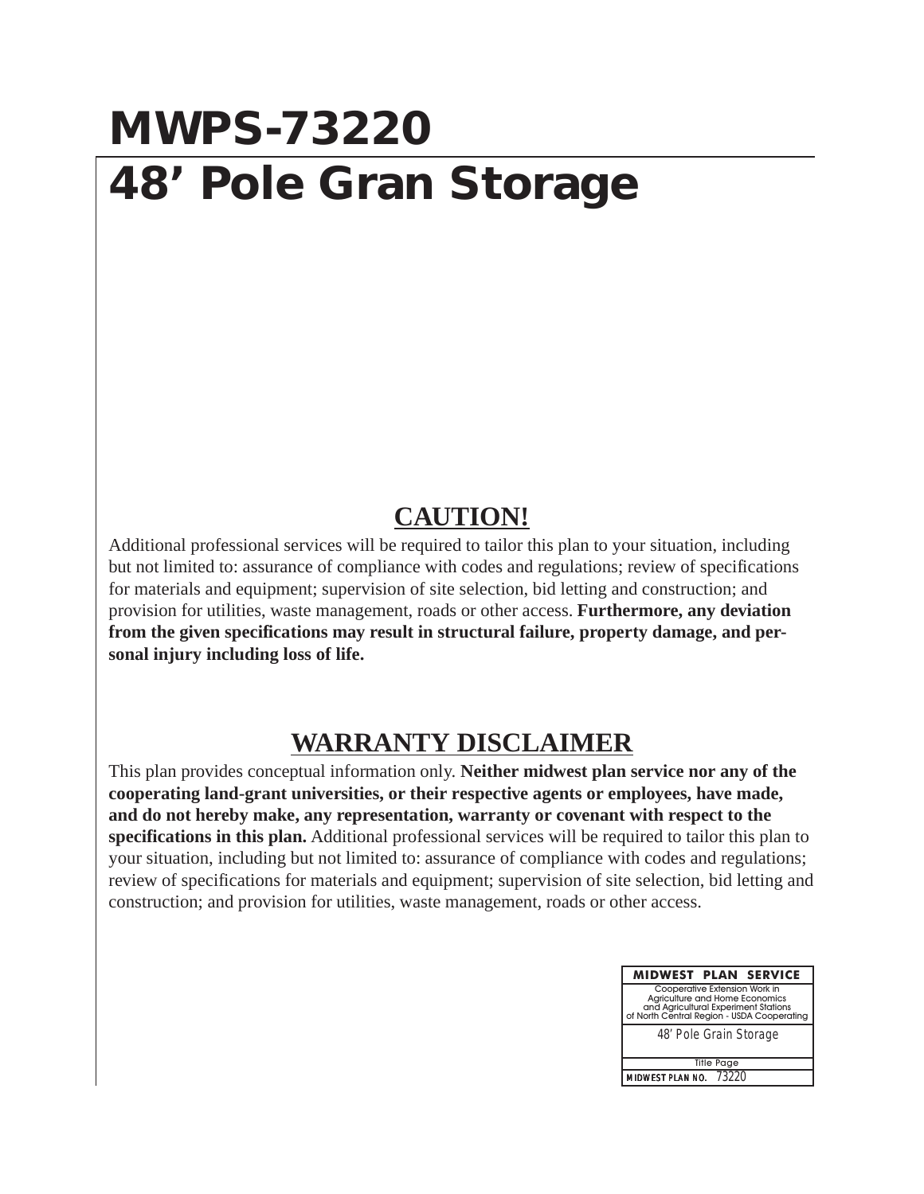# MWPS-73220

# 48' Pole Gran Storage

## CAUTION!

Additional professional services will be required to tailor this plan to your situation, including but not limited to: assurance of compliance with codes and regulations; review of specifications for materials and equipment; supervision of site selection, bid letting and construction; and provision for utilities, waste management, roads or other access. **Furthermore, any deviation from the given specifications may result in structural failure, property damage, and personal injury including loss of life.**

## WARRANTY DISCLAIMER

This plan provides conceptual information only. **Neither midwest plan service nor any of the cooperating land-grant universities, or their respective agents or employees, have made, and do not hereby make, any representation, warranty or covenant with respect to the specifications in this plan.** Additional professional services will be required to tailor this plan to your situation, including but not limited to: assurance of compliance with codes and regulations; review of specifications for materials and equipment; supervision of site selection, bid letting and construction; and provision for utilities, waste management, roads or other access.

| MIDWEST PLAN SERVICE |
|---|
| Cooperative Extension Work in Agriculture and Home Economics and Agricultural Experiment Stations of North Central Region - USDA Cooperating |
| 48' Pole Grain Storage |
| Title Page |
| MIDWEST PLAN NO. 73220 |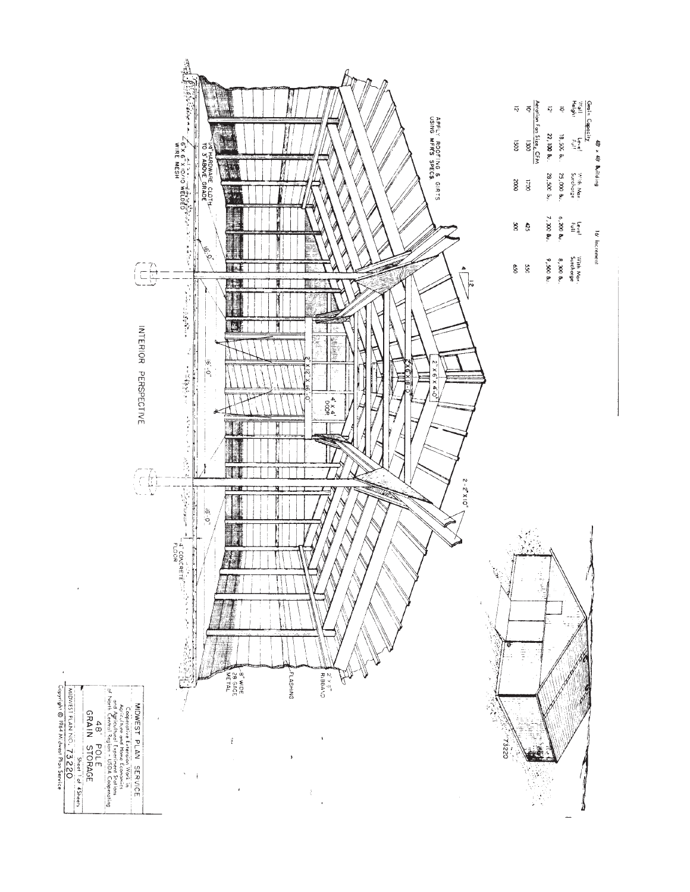## 48' x 48' Building

**Grain Capacity**

| Wall Height | Level Full | With Max. Surcharge | 16' Increment Level Full | 16' Increment With Max. Surcharge |
|---|---|---|---|---|
| 10' | 18,500 Bu. | 25,000 Bu. | 6,200 Bu. | 8,300 Bu. |
| 12' | 22,100 Bu. | 28,500 Bu. | 7,300 Bu. | 9,500 Bu. |

**Aeration Fan Size, CFM**

| Wall Height | Level Full | With Max. Surcharge | 16' Increment Level Full | 16' Increment With Max. Surcharge |
|---|---|---|---|---|
| 10' | 1300 | 1700 | 425 | 550 |
| 12' | 1500 | 2000 | 500 | 650 |

APPLY ROOFING & GIRTS USING MFR'S SPECS

4 / 12

2'x6'x4'-0"

2'x6'x16'-0"

2'x12'x16'-0"

4'x4' DOOR

2-2"x10"

2'x8" RIBBAND

FLASHING

8" WIDE 28 GAGE METAL

1/4" HARDWARE CLOTH TO 3' ABOVE GRADE

6"x6" 10/10 WELDED WIRE MESH

16'-0" 16'-0" 16'-0"

4" CONCRETE FLOOR

INTERIOR PERSPECTIVE

73220

MIDWEST PLAN SERVICE
Cooperative Extension Work in Agriculture and Home Economics and Agricultural Experiment Stations of North Central Region - USDA Cooperating

48' POLE GRAIN STORAGE

Sheet 1 of 4 Sheets

MIDWEST PLAN NO. 73220

Copyright © 1964 Midwest Plan Service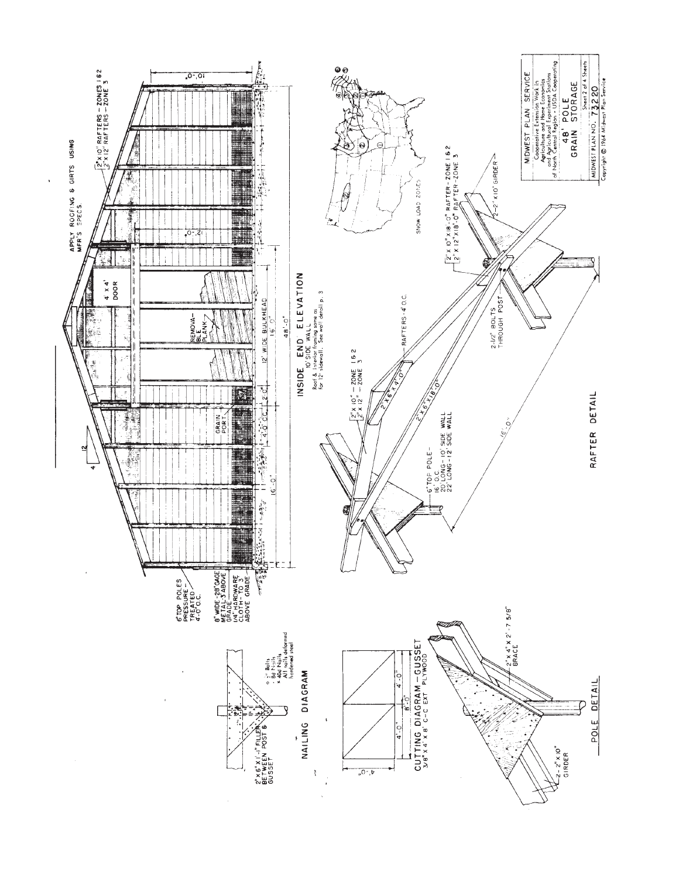# INSIDE END ELEVATION

10' SIDE WALL

Roof & interior framing same as for 12' sidewall. See wall detail p. 3

APPLY ROOFING & GIRTS USING MFR'S SPECS.

2"x10" RAFTERS – ZONES 1 & 2
2"x12" RAFTERS – ZONE 3

4
12

4' x 4' DOOR

REMOVABLE PLANK

GRAIN PORT

6" TOP POLES PRESSURE-TREATED 4'-0" O.C.

8" WIDE-28 GAGE METAL-3" ABOVE GRADE
1/4" HARDWARE CLOTH-TO 3' ABOVE GRADE

10'-0"

12'-0"

4'-0" O.C.

2'-0"

12' WIDE BULKHEAD

16'-0"

16'-0"

16'-0"

48'-0"

SNOW LOAD ZONES

# RAFTER DETAIL

2"x10"x18'-0" RAFTER – ZONE 1 & 2
2"x12"x18'-0" RAFTER – ZONE 3

2–2"x10" GIRDER

2-1/2" BOLTS THROUGH POST

RAFTERS 4' O.C.

2"x10" – ZONE 1 & 2
2"x12" – ZONE 3

2"x6"x4'-0"

2"x6"x18'-0"

6" TOP POLE – 16' O.C.
20' LONG – 10' SIDE WALL
22' LONG – 12' SIDE WALL

16'-0"

# NAILING DIAGRAM

2"x6"x1'-1" FILLER BETWEEN POST & GUSSET

○ 1/2" Bolts
· 8d Nails
× 40d Nails
All nails deformed hardened steel

# CUTTING DIAGRAM – GUSSET

3/8" x 4' x 8' C-C EXT PLYWOOD

4'-0"

8'-0"

4'-0"

4'-0"

# POLE DETAIL

2"x4"x2'-7 5/8" BRACE

2–2"x10" GIRDER

MIDWEST PLAN SERVICE
Cooperative Extension Work in Agriculture and Home Economics and Agricultural Experiment Stations of North Central Region – USDA Cooperating

48' POLE GRAIN STORAGE

Sheet 2 of 4 Sheets

MIDWEST PLAN NO. 73220

Copyright © 1964 Midwest Plan Service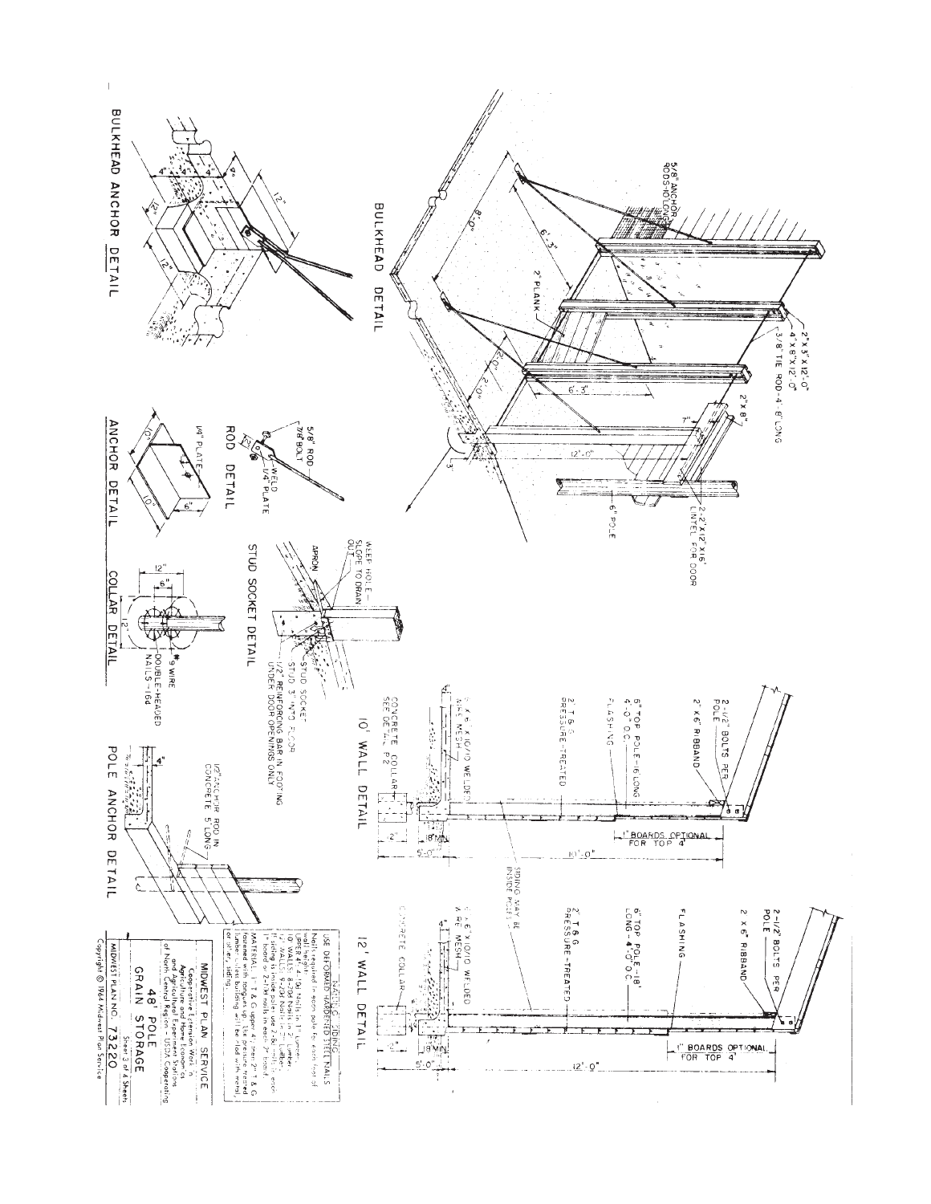## BULKHEAD DETAIL

5/8" ANCHOR RODS-10' LONG

2"x3"x12'-0"

4"x8"x12'-0"

3/8" TIE ROD-4'-8" LONG

2"x8"

2" PLANK

8'-0"

6'-3"

2'-0"

2'-0"

6'-3"

7"

12'-0"

3'

2-2"x12"x16" LINTEL FOR DOOR

6" POLE

## BULKHEAD ANCHOR DETAIL

4" 4" 4"

12"

12"

12"

## ROD DETAIL

5/8" ROD

7/8" BOLT

WELD

1/4" PLATE

## ANCHOR DETAIL

1/4" PLATE

10"

10"

6"

## STUD SOCKET DETAIL

WEEP HOLE - SLOPE TO DRAIN OUT

APRON

STUD SOCKET - STUD 3" INTO FLOOR

1/2" REINFORCING BAR IN FOOTING UNDER DOOR OPENINGS ONLY

## COLLAR DETAIL

12"

6"

12"

#9 WIRE

DOUBLE-HEADED NAILS-16d

## POLE ANCHOR DETAIL

12" ANCHOR ROD IN CONCRETE 5' LONG

4"

## 10' WALL DETAIL

2-1/2" BOLTS PER POLE

2"x6" RIBBAND

6" TOP POLE-16' LONG 4'-0" O.C.

FLASHING

2" T&G PRESSURE-TREATED

6"x6" 10/10 WELDED WIRE MESH

CONCRETE COLLAR SEE DETAIL P.2

1" BOARDS OPTIONAL FOR TOP 4'

10'-0"

2"

8" MIN.

5'-0"

SIDING MAY BE INSIDE POLES

## 12' WALL DETAIL

2-1/2" BOLTS PER POLE

2"x6" RIBBAND

6" TOP POLE-18' LONG-4'-0" O.C.

FLASHING

2" T&G PRESSURE-TREATED

6"x6" 10/10 WELDED WIRE MESH

CONCRETE COLLAR

4"

1" BOARDS OPTIONAL FOR TOP 4'

12'-0"

8" MIN.

5'-0"

NAILING SIDING

USE DEFORMED HARDENED STEEL NAILS

Nails required in each pole for each foot of wall height:

UPPER 4': 4-10d Nails in 1" Lumber.

10' WALLS: 6-20d Nails in 2" Lumber.

12' WALLS: 8-20d Nails in 2" Lumber.

If siding is inside poles use 2-8d nails in each 1" board or 2-16d nails in each 2" board.

MATERIAL: 1" T & G upper 4', lower 2" T & G fastened with tongues up. Use pressure treated lumber unless building will be lined with metal for all-steel siding.

MIDWEST PLAN SERVICE

Cooperative Extension Work in Agriculture and Home Economics of North Central Region - USDA Cooperating

48' POLE GRAIN STORAGE

MIDWEST PLAN NO. 73220 — Sheet 3 of 4 Sheets

Copyright © 1964 Midwest Plan Service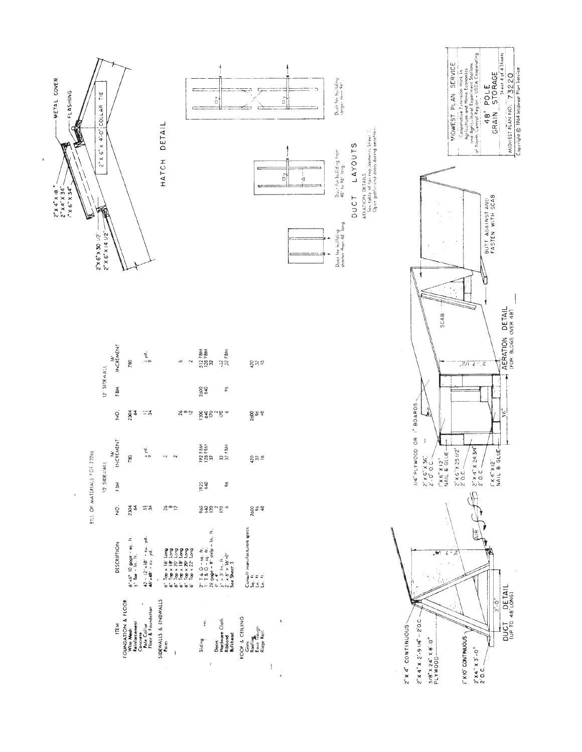## BILL OF MATERIALS FOR 73266

| ITEM | DESCRIPTION | 10' SIDEWALL NO. | 10' SIDEWALL FBM | 10' SIDEWALL 16' INCREMENT | 12' SIDEWALL NO. | 12' SIDEWALL FBM | 12' SIDEWALL 16' INCREMENT |
|---|---|---|---|---|---|---|---|
| **FOUNDATION & FLOOR** | | | | | | | |
| Wire Mesh | 6"x6" 10 gage - sq. ft. | 2304 | | 780 | 2304 | | 780 |
| Reinforcement | 5" Bar - ln. ft. | 64 | | | 64 | | |
| Concrete | | | | | | | |
| Pole Collar | 42 - 12"x18" - cu. yd. | 1⅓ | | | 1⅓ | | |
| Floor & Foundation | 48x48" - cu. yd. | 34 | | 9 yd. | 34 | | 9 yd. |
| **SIDEWALLS & ENDWALLS** | | | | | | | |
| Poles | 6" Top x 16' Long | 26 | | 6 | | | |
| | 6" Top x 18' Long | 8 | | 2 | | | |
| | 6" Top x 20' Long | 12 | | | 26 | | 6 |
| | 6" Top x 18' Long | | | | 8 | | 2 |
| | 6" Top x 20' Long | | | | 12 | | |
| | 6" Top x 22' Long | | | | | | |
| Siding | 2" T & G - sq. ft. | 960 | 1920 | 192 FBM | 1300 | 2600 | 512 FBM |
| | 1" T & G - sq. ft. | 640 | 640 | 128 FBM | 640 | 640 | 128 FBM |
| | 28 gage - 8" strip - ln. ft. | 120 | | 32 | 170 | | 32 |
| Doors | 4' x 4' | 2 | | | 2 | | |
| Hardware Cloth | ¼" x 3' ln. ft. | 170 | | 32 | 170 | | 32 |
| Ribband | 2 x 6" x 16'-0" | 6 | 96 | 32 FBM | 6 | 96 | 32 FBM |
| Bulkhead | See Sheet 3 | | | | | | |
| **ROOF & CEILING** | | | | | | | |
| Girts | Consult manufacturers specs | | | | | | |
| Roofing | Sq. ft. | 2600 | | 420 | 2600 | | 420 |
| Eave Trough | Ln. ft. | 96 | | 32 | 96 | | 32 |
| Ridge Roll | Ln. ft. | 48 | | 16 | 48 | | 16 |

## HATCH DETAIL

METAL COVER
FLASHING
2" x 4" x 18"
2" x 4" x 34"
1" x 6" x 34"
2" x 6" x 4'-0" COLLAR TIE
2" X 6" X 30 1/2"
2" X 6" X 14 1/2"

## DUCT LAYOUTS

Duct for building shorter than 48' long

Duct for building from 48' to 96' long

Duct for building longer than 96'

AERATION DETAILS
See table of fan requirements Sheet 1.
Open gable-end doors during aeration.

## DUCT DETAIL
(UP TO 48' LONG)

2" x 4" CONTINUOUS
2" x 4" x 2'-9 1/4" - 2' O.C.
3/8" x 24" x 8'-0" PLYWOOD
1" x 10" CONTINUOUS
2" x 4" x 3'-0" 2' O.C.
2'-0"
2'-7 1/4"
AIR

## AERATION DETAIL
(FOR BLDGS. OVER 48')

3/4" PLYWOOD OR 1" BOARDS
2" X 6" X 36" 2'-0" O.C.
1" x 6" x 12" NAIL & GLUE
2" X 6" X 25 1/2" 2' O.C.
2" X 4" X 24 3/4" 2' O.C.
1" X 4" X 12" NAIL & GLUE
36"
2'-2 1/2"
SCAB
BUTT AGAINST AND FASTEN WITH SCAB

MIDWEST PLAN SERVICE
Cooperative Extension Work in Agriculture and Home Economics and Agricultural Experiment Stations of North Central Region - USDA Cooperating

48' POLE GRAIN STORAGE

Sheet 4 of 4 Sheets

MIDWEST PLAN NO. 73220

Copyright © 1964 Midwest Plan Service